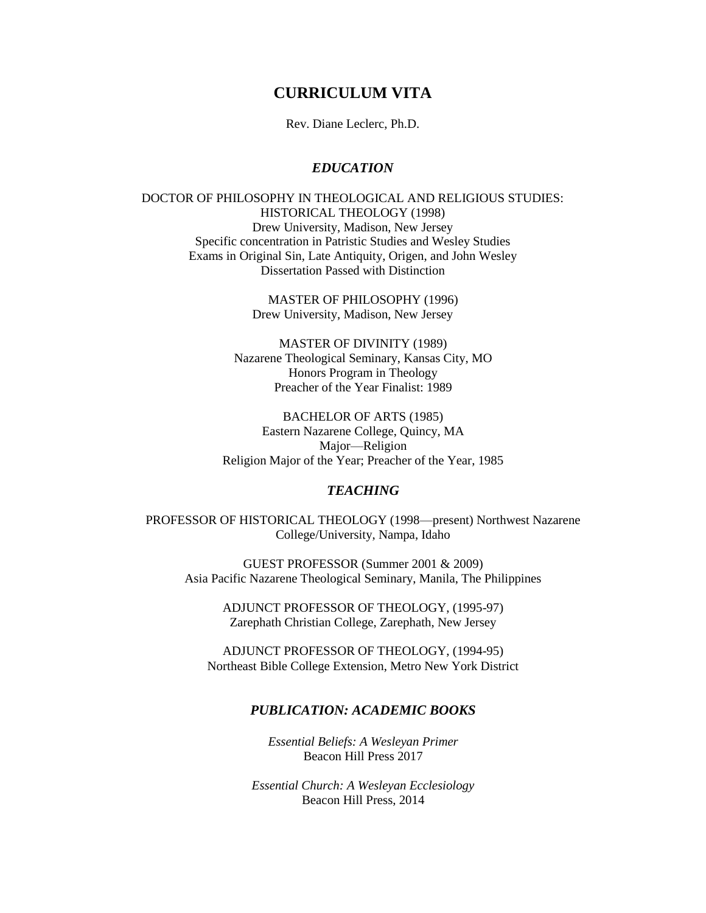# CURRICULUM VITA

Rev. Diane Leclerc, Ph.D.

## *EDUCATION*

DOCTOR OF PHILOSOPHY IN THEOLOGICAL AND RELIGIOUS STUDIES: HISTORICAL THEOLOGY (1998)
Drew University, Madison, New Jersey
Specific concentration in Patristic Studies and Wesley Studies
Exams in Original Sin, Late Antiquity, Origen, and John Wesley
Dissertation Passed with Distinction

MASTER OF PHILOSOPHY (1996)
Drew University, Madison, New Jersey

MASTER OF DIVINITY (1989)
Nazarene Theological Seminary, Kansas City, MO
Honors Program in Theology
Preacher of the Year Finalist: 1989

BACHELOR OF ARTS (1985)
Eastern Nazarene College, Quincy, MA
Major—Religion
Religion Major of the Year; Preacher of the Year, 1985

## *TEACHING*

PROFESSOR OF HISTORICAL THEOLOGY (1998—present) Northwest Nazarene College/University, Nampa, Idaho

GUEST PROFESSOR (Summer 2001 & 2009)
Asia Pacific Nazarene Theological Seminary, Manila, The Philippines

ADJUNCT PROFESSOR OF THEOLOGY, (1995-97)
Zarephath Christian College, Zarephath, New Jersey

ADJUNCT PROFESSOR OF THEOLOGY, (1994-95)
Northeast Bible College Extension, Metro New York District

## *PUBLICATION: ACADEMIC BOOKS*

*Essential Beliefs: A Wesleyan Primer*
Beacon Hill Press 2017

*Essential Church: A Wesleyan Ecclesiology*
Beacon Hill Press, 2014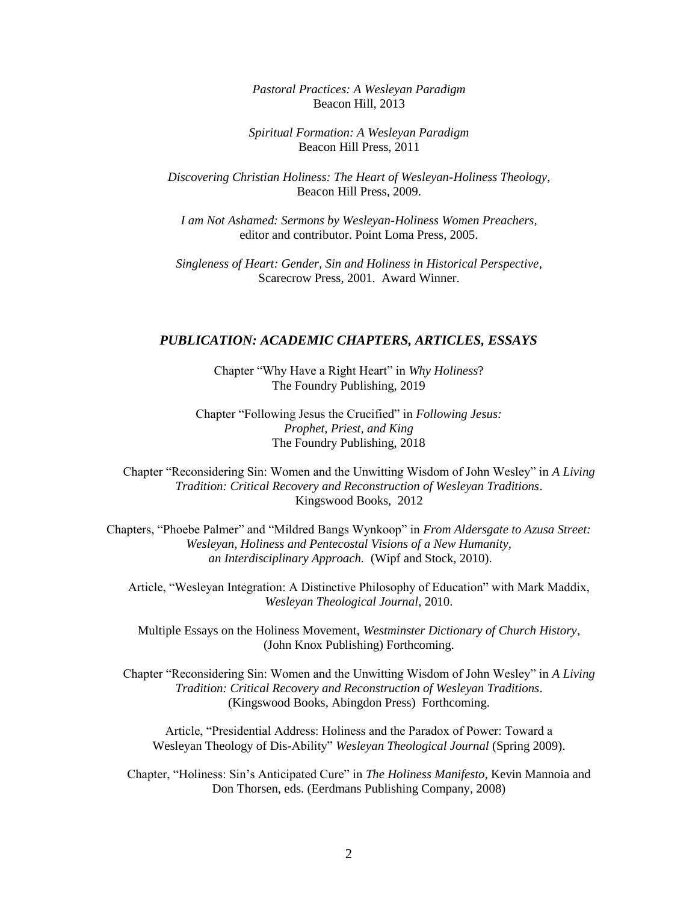*Pastoral Practices: A Wesleyan Paradigm*
Beacon Hill, 2013

*Spiritual Formation: A Wesleyan Paradigm*
Beacon Hill Press, 2011

*Discovering Christian Holiness: The Heart of Wesleyan-Holiness Theology*,
Beacon Hill Press, 2009.

*I am Not Ashamed: Sermons by Wesleyan-Holiness Women Preachers*,
editor and contributor. Point Loma Press, 2005.

*Singleness of Heart: Gender, Sin and Holiness in Historical Perspective*,
Scarecrow Press, 2001. Award Winner.

## *PUBLICATION: ACADEMIC CHAPTERS, ARTICLES, ESSAYS*

Chapter "Why Have a Right Heart" in *Why Holiness*?
The Foundry Publishing, 2019

Chapter "Following Jesus the Crucified" in *Following Jesus: Prophet, Priest, and King*
The Foundry Publishing, 2018

Chapter "Reconsidering Sin: Women and the Unwitting Wisdom of John Wesley" in *A Living Tradition: Critical Recovery and Reconstruction of Wesleyan Traditions*.
Kingswood Books, 2012

Chapters, "Phoebe Palmer" and "Mildred Bangs Wynkoop" in *From Aldersgate to Azusa Street: Wesleyan, Holiness and Pentecostal Visions of a New Humanity, an Interdisciplinary Approach.* (Wipf and Stock, 2010).

Article, "Wesleyan Integration: A Distinctive Philosophy of Education" with Mark Maddix, *Wesleyan Theological Journal*, 2010.

Multiple Essays on the Holiness Movement, *Westminster Dictionary of Church History*, (John Knox Publishing) Forthcoming.

Chapter "Reconsidering Sin: Women and the Unwitting Wisdom of John Wesley" in *A Living Tradition: Critical Recovery and Reconstruction of Wesleyan Traditions*.
(Kingswood Books, Abingdon Press) Forthcoming.

Article, "Presidential Address: Holiness and the Paradox of Power: Toward a Wesleyan Theology of Dis-Ability" *Wesleyan Theological Journal* (Spring 2009).

Chapter, "Holiness: Sin's Anticipated Cure" in *The Holiness Manifesto*, Kevin Mannoia and Don Thorsen, eds. (Eerdmans Publishing Company, 2008)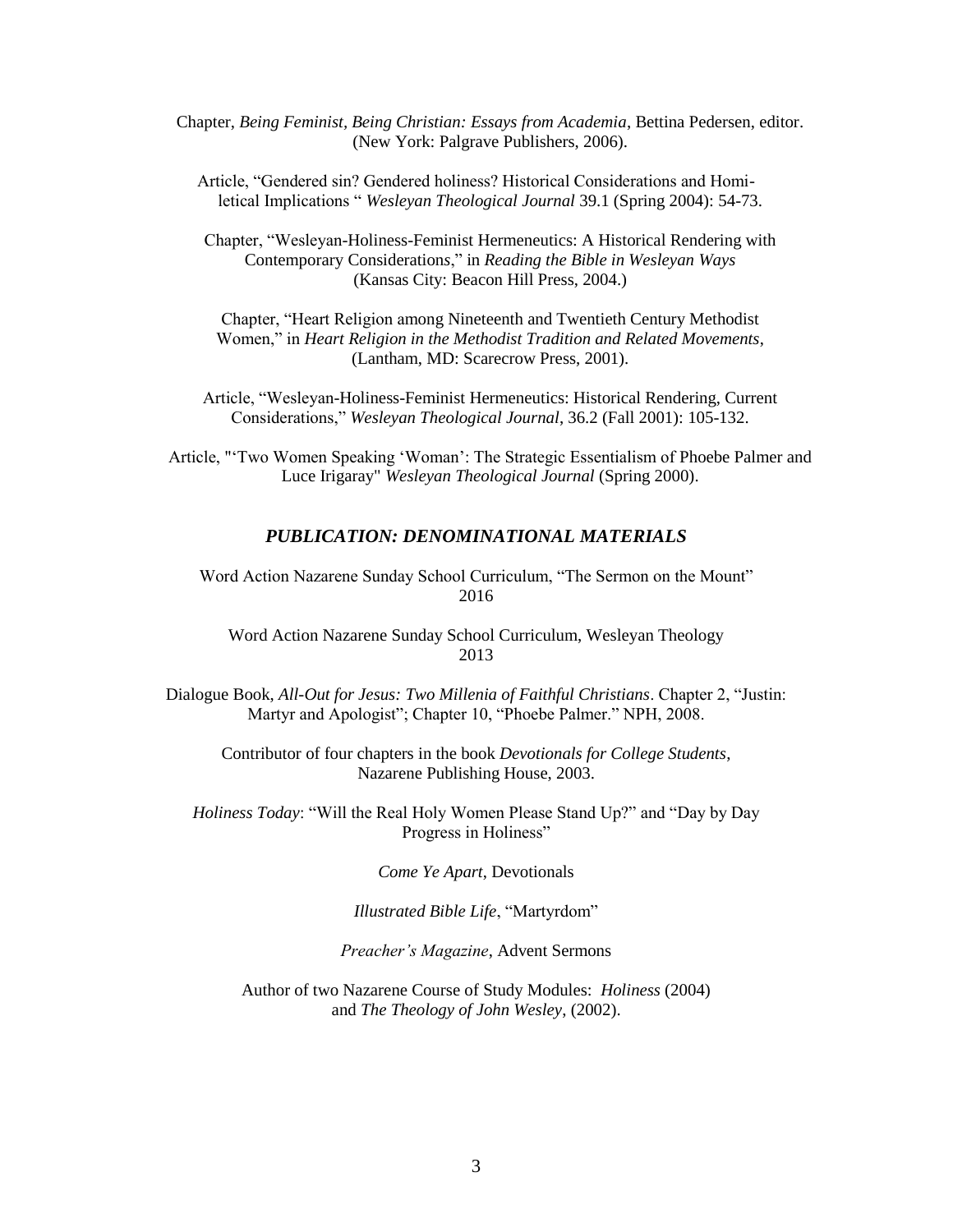Chapter, *Being Feminist, Being Christian: Essays from Academia*, Bettina Pedersen, editor. (New York: Palgrave Publishers, 2006).

Article, "Gendered sin? Gendered holiness? Historical Considerations and Homiletical Implications " *Wesleyan Theological Journal* 39.1 (Spring 2004): 54-73.

Chapter, "Wesleyan-Holiness-Feminist Hermeneutics: A Historical Rendering with Contemporary Considerations," in *Reading the Bible in Wesleyan Ways* (Kansas City: Beacon Hill Press, 2004.)

Chapter, "Heart Religion among Nineteenth and Twentieth Century Methodist Women," in *Heart Religion in the Methodist Tradition and Related Movements*, (Lantham, MD: Scarecrow Press, 2001).

Article, "Wesleyan-Holiness-Feminist Hermeneutics: Historical Rendering, Current Considerations," *Wesleyan Theological Journal*, 36.2 (Fall 2001): 105-132.

Article, "'Two Women Speaking 'Woman': The Strategic Essentialism of Phoebe Palmer and Luce Irigaray" *Wesleyan Theological Journal* (Spring 2000).

### *PUBLICATION: DENOMINATIONAL MATERIALS*

Word Action Nazarene Sunday School Curriculum, "The Sermon on the Mount" 2016

Word Action Nazarene Sunday School Curriculum, Wesleyan Theology 2013

Dialogue Book, *All-Out for Jesus: Two Millenia of Faithful Christians*. Chapter 2, "Justin: Martyr and Apologist"; Chapter 10, "Phoebe Palmer." NPH, 2008.

Contributor of four chapters in the book *Devotionals for College Students*, Nazarene Publishing House, 2003.

*Holiness Today*: "Will the Real Holy Women Please Stand Up?" and "Day by Day Progress in Holiness"

*Come Ye Apart*, Devotionals

*Illustrated Bible Life*, "Martyrdom"

*Preacher's Magazine*, Advent Sermons

Author of two Nazarene Course of Study Modules: *Holiness* (2004) and *The Theology of John Wesley*, (2002).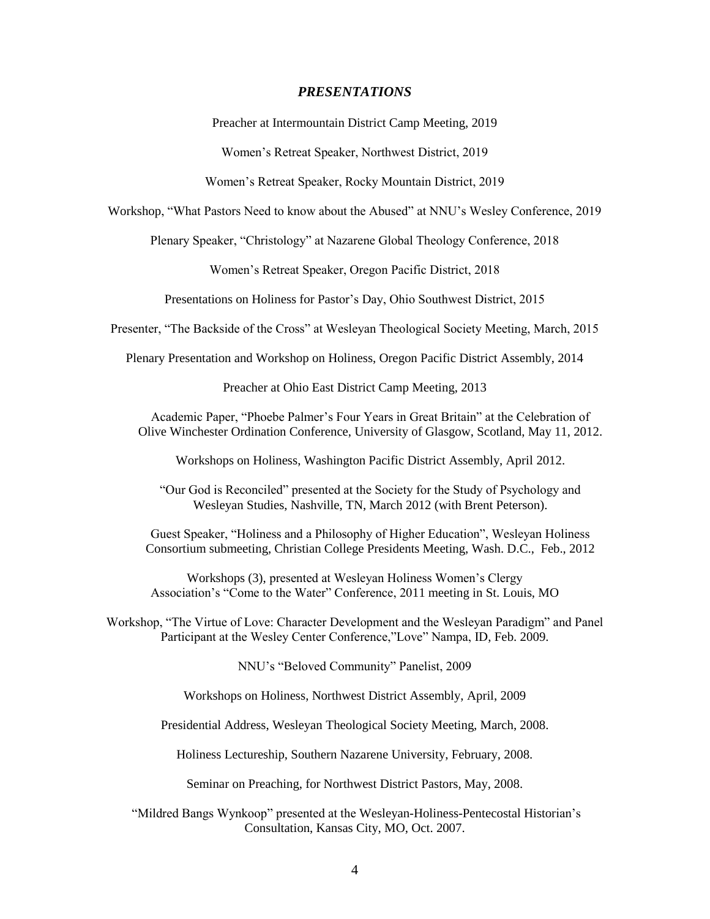## *PRESENTATIONS*

Preacher at Intermountain District Camp Meeting, 2019

Women's Retreat Speaker, Northwest District, 2019

Women's Retreat Speaker, Rocky Mountain District, 2019

Workshop, "What Pastors Need to know about the Abused" at NNU's Wesley Conference, 2019

Plenary Speaker, "Christology" at Nazarene Global Theology Conference, 2018

Women's Retreat Speaker, Oregon Pacific District, 2018

Presentations on Holiness for Pastor's Day, Ohio Southwest District, 2015

Presenter, "The Backside of the Cross" at Wesleyan Theological Society Meeting, March, 2015

Plenary Presentation and Workshop on Holiness, Oregon Pacific District Assembly, 2014

Preacher at Ohio East District Camp Meeting, 2013

Academic Paper, "Phoebe Palmer's Four Years in Great Britain" at the Celebration of Olive Winchester Ordination Conference, University of Glasgow, Scotland, May 11, 2012.

Workshops on Holiness, Washington Pacific District Assembly, April 2012.

"Our God is Reconciled" presented at the Society for the Study of Psychology and Wesleyan Studies, Nashville, TN, March 2012 (with Brent Peterson).

Guest Speaker, "Holiness and a Philosophy of Higher Education", Wesleyan Holiness Consortium submeeting, Christian College Presidents Meeting, Wash. D.C., Feb., 2012

Workshops (3), presented at Wesleyan Holiness Women's Clergy Association's "Come to the Water" Conference, 2011 meeting in St. Louis, MO

Workshop, "The Virtue of Love: Character Development and the Wesleyan Paradigm" and Panel Participant at the Wesley Center Conference,"Love" Nampa, ID, Feb. 2009.

NNU's "Beloved Community" Panelist, 2009

Workshops on Holiness, Northwest District Assembly, April, 2009

Presidential Address, Wesleyan Theological Society Meeting, March, 2008.

Holiness Lectureship, Southern Nazarene University, February, 2008.

Seminar on Preaching, for Northwest District Pastors, May, 2008.

"Mildred Bangs Wynkoop" presented at the Wesleyan-Holiness-Pentecostal Historian's Consultation, Kansas City, MO, Oct. 2007.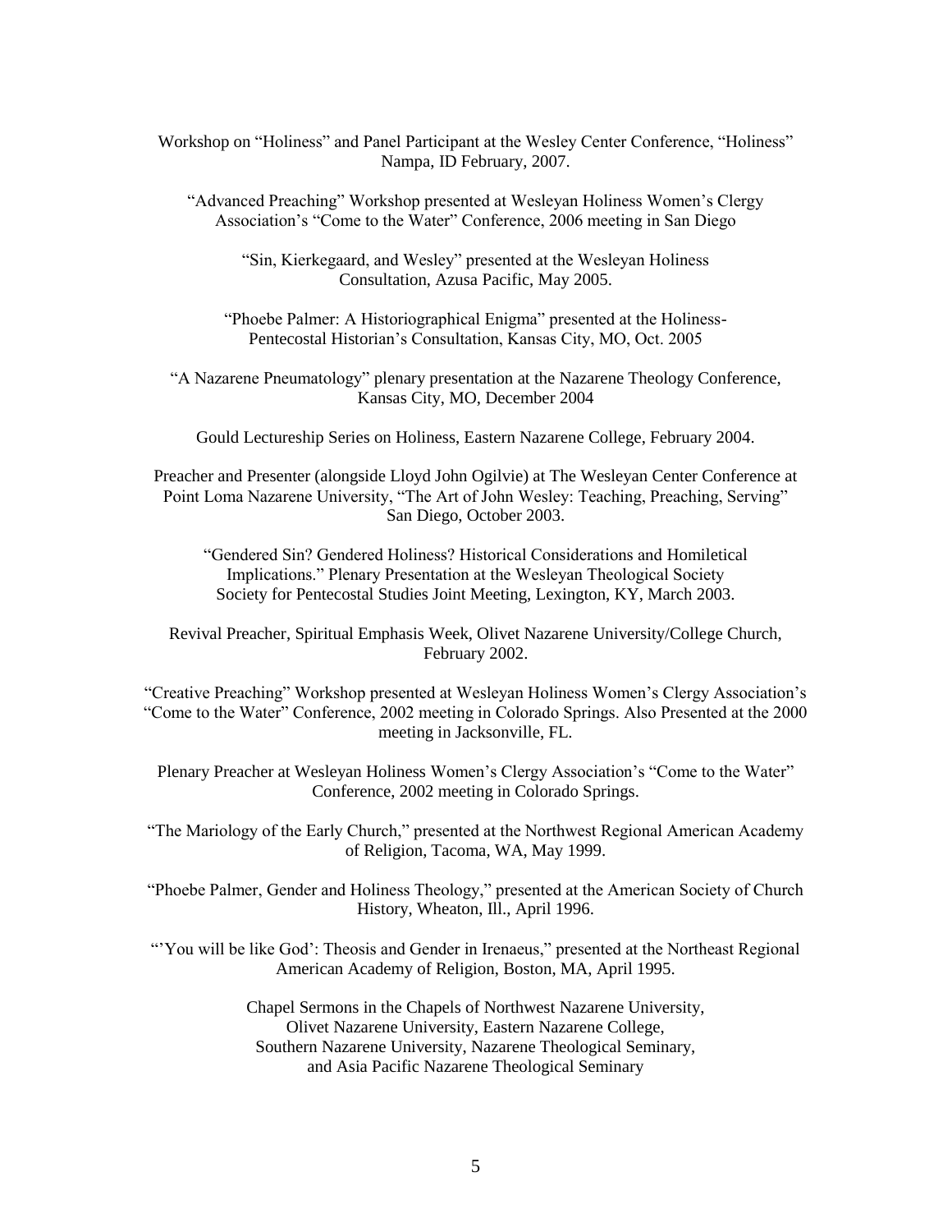Workshop on "Holiness" and Panel Participant at the Wesley Center Conference, "Holiness" Nampa, ID February, 2007.

"Advanced Preaching" Workshop presented at Wesleyan Holiness Women's Clergy Association's "Come to the Water" Conference, 2006 meeting in San Diego

"Sin, Kierkegaard, and Wesley" presented at the Wesleyan Holiness Consultation, Azusa Pacific, May 2005.

"Phoebe Palmer: A Historiographical Enigma" presented at the Holiness-Pentecostal Historian's Consultation, Kansas City, MO, Oct. 2005

"A Nazarene Pneumatology" plenary presentation at the Nazarene Theology Conference, Kansas City, MO, December 2004

Gould Lectureship Series on Holiness, Eastern Nazarene College, February 2004.

Preacher and Presenter (alongside Lloyd John Ogilvie) at The Wesleyan Center Conference at Point Loma Nazarene University, "The Art of John Wesley: Teaching, Preaching, Serving" San Diego, October 2003.

"Gendered Sin? Gendered Holiness? Historical Considerations and Homiletical Implications." Plenary Presentation at the Wesleyan Theological Society Society for Pentecostal Studies Joint Meeting, Lexington, KY, March 2003.

Revival Preacher, Spiritual Emphasis Week, Olivet Nazarene University/College Church, February 2002.

"Creative Preaching" Workshop presented at Wesleyan Holiness Women's Clergy Association's "Come to the Water" Conference, 2002 meeting in Colorado Springs. Also Presented at the 2000 meeting in Jacksonville, FL.

Plenary Preacher at Wesleyan Holiness Women's Clergy Association's "Come to the Water" Conference, 2002 meeting in Colorado Springs.

"The Mariology of the Early Church," presented at the Northwest Regional American Academy of Religion, Tacoma, WA, May 1999.

"Phoebe Palmer, Gender and Holiness Theology," presented at the American Society of Church History, Wheaton, Ill., April 1996.

"'You will be like God': Theosis and Gender in Irenaeus," presented at the Northeast Regional American Academy of Religion, Boston, MA, April 1995.

Chapel Sermons in the Chapels of Northwest Nazarene University, Olivet Nazarene University, Eastern Nazarene College, Southern Nazarene University, Nazarene Theological Seminary, and Asia Pacific Nazarene Theological Seminary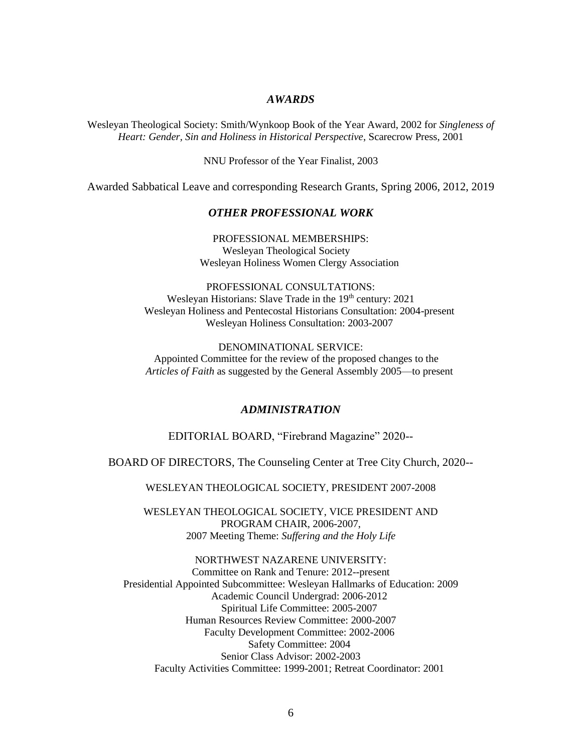## *AWARDS*

Wesleyan Theological Society: Smith/Wynkoop Book of the Year Award, 2002 for *Singleness of Heart: Gender, Sin and Holiness in Historical Perspective*, Scarecrow Press, 2001

NNU Professor of the Year Finalist, 2003

Awarded Sabbatical Leave and corresponding Research Grants, Spring 2006, 2012, 2019

## *OTHER PROFESSIONAL WORK*

PROFESSIONAL MEMBERSHIPS:
Wesleyan Theological Society
Wesleyan Holiness Women Clergy Association

PROFESSIONAL CONSULTATIONS:
Wesleyan Historians: Slave Trade in the 19th century: 2021
Wesleyan Holiness and Pentecostal Historians Consultation: 2004-present
Wesleyan Holiness Consultation: 2003-2007

DENOMINATIONAL SERVICE:
Appointed Committee for the review of the proposed changes to the *Articles of Faith* as suggested by the General Assembly 2005—to present

## *ADMINISTRATION*

EDITORIAL BOARD, "Firebrand Magazine" 2020--

BOARD OF DIRECTORS, The Counseling Center at Tree City Church, 2020--

WESLEYAN THEOLOGICAL SOCIETY, PRESIDENT 2007-2008

WESLEYAN THEOLOGICAL SOCIETY, VICE PRESIDENT AND PROGRAM CHAIR, 2006-2007,
2007 Meeting Theme: *Suffering and the Holy Life*

NORTHWEST NAZARENE UNIVERSITY:
Committee on Rank and Tenure: 2012--present
Presidential Appointed Subcommittee: Wesleyan Hallmarks of Education: 2009
Academic Council Undergrad: 2006-2012
Spiritual Life Committee: 2005-2007
Human Resources Review Committee: 2000-2007
Faculty Development Committee: 2002-2006
Safety Committee: 2004
Senior Class Advisor: 2002-2003
Faculty Activities Committee: 1999-2001; Retreat Coordinator: 2001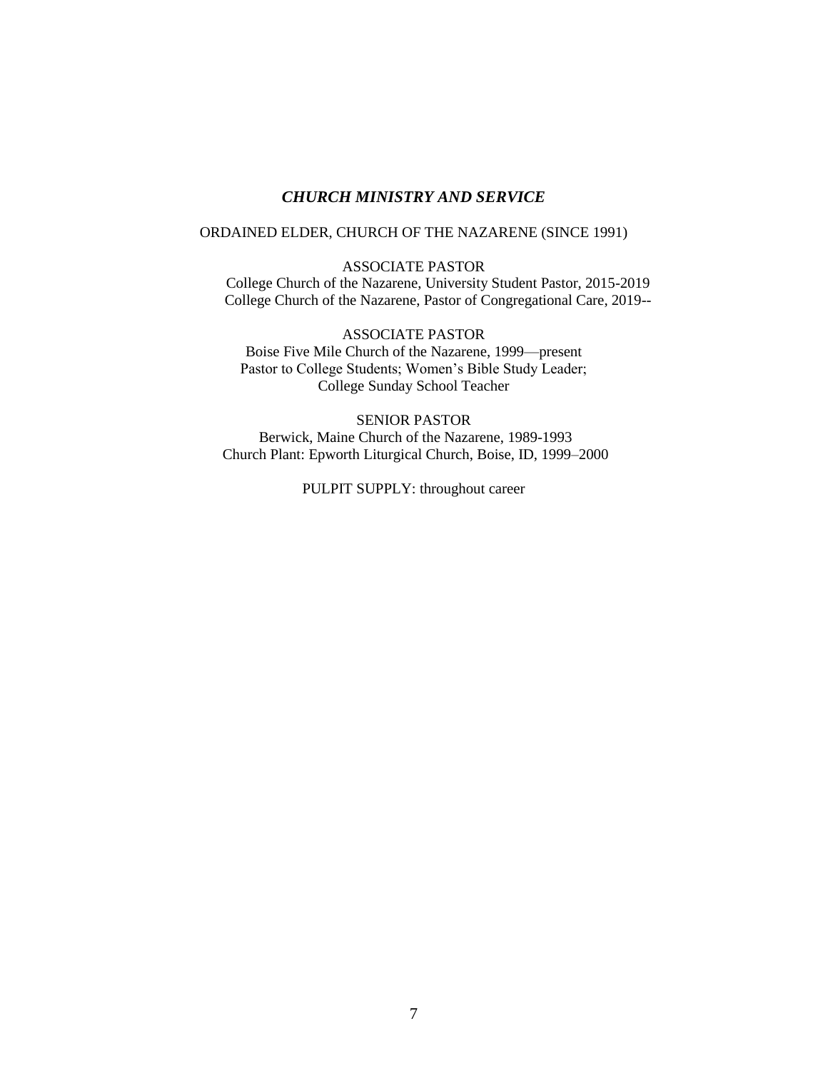## *CHURCH MINISTRY AND SERVICE*

ORDAINED ELDER, CHURCH OF THE NAZARENE (SINCE 1991)

ASSOCIATE PASTOR

College Church of the Nazarene, University Student Pastor, 2015-2019
College Church of the Nazarene, Pastor of Congregational Care, 2019--

ASSOCIATE PASTOR

Boise Five Mile Church of the Nazarene, 1999—present
Pastor to College Students; Women's Bible Study Leader;
College Sunday School Teacher

SENIOR PASTOR

Berwick, Maine Church of the Nazarene, 1989-1993
Church Plant: Epworth Liturgical Church, Boise, ID, 1999–2000

PULPIT SUPPLY: throughout career